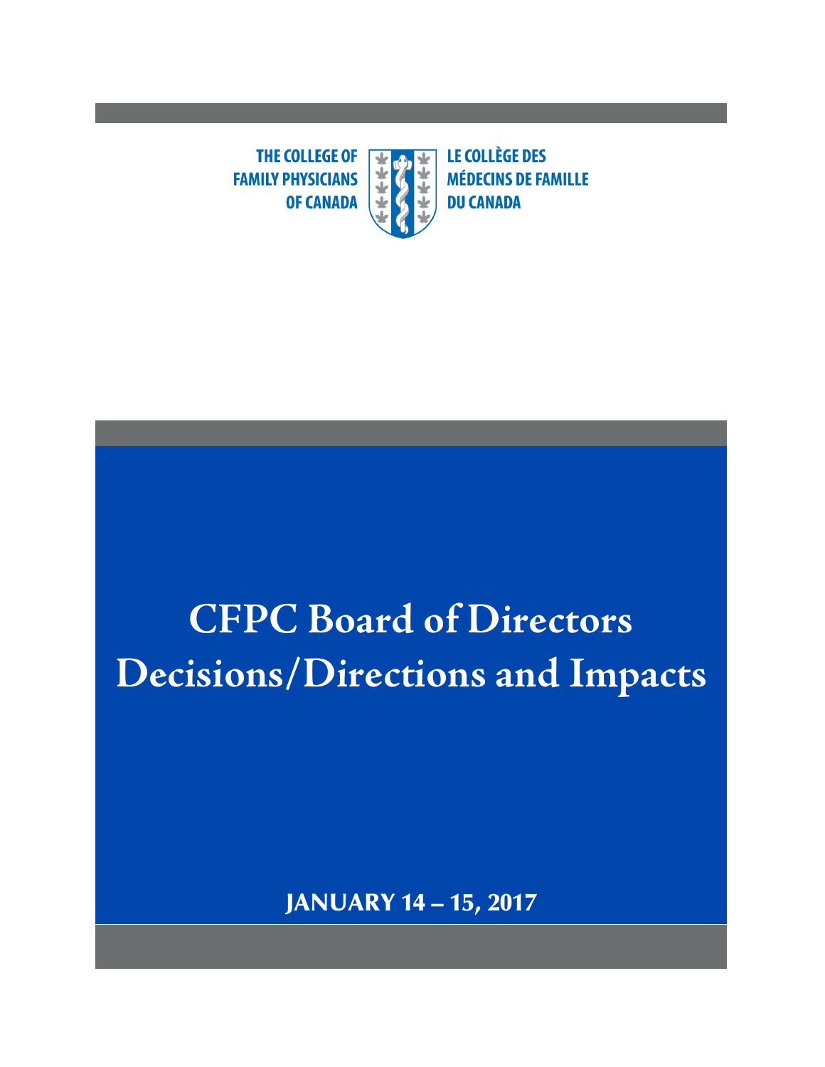THE COLLEGE OF FAMILY PHYSICIANS OF CANADA

LE COLLÈGE DES MÉDECINS DE FAMILLE DU CANADA

# CFPC Board of Directors Decisions/Directions and Impacts

**JANUARY 14 – 15, 2017**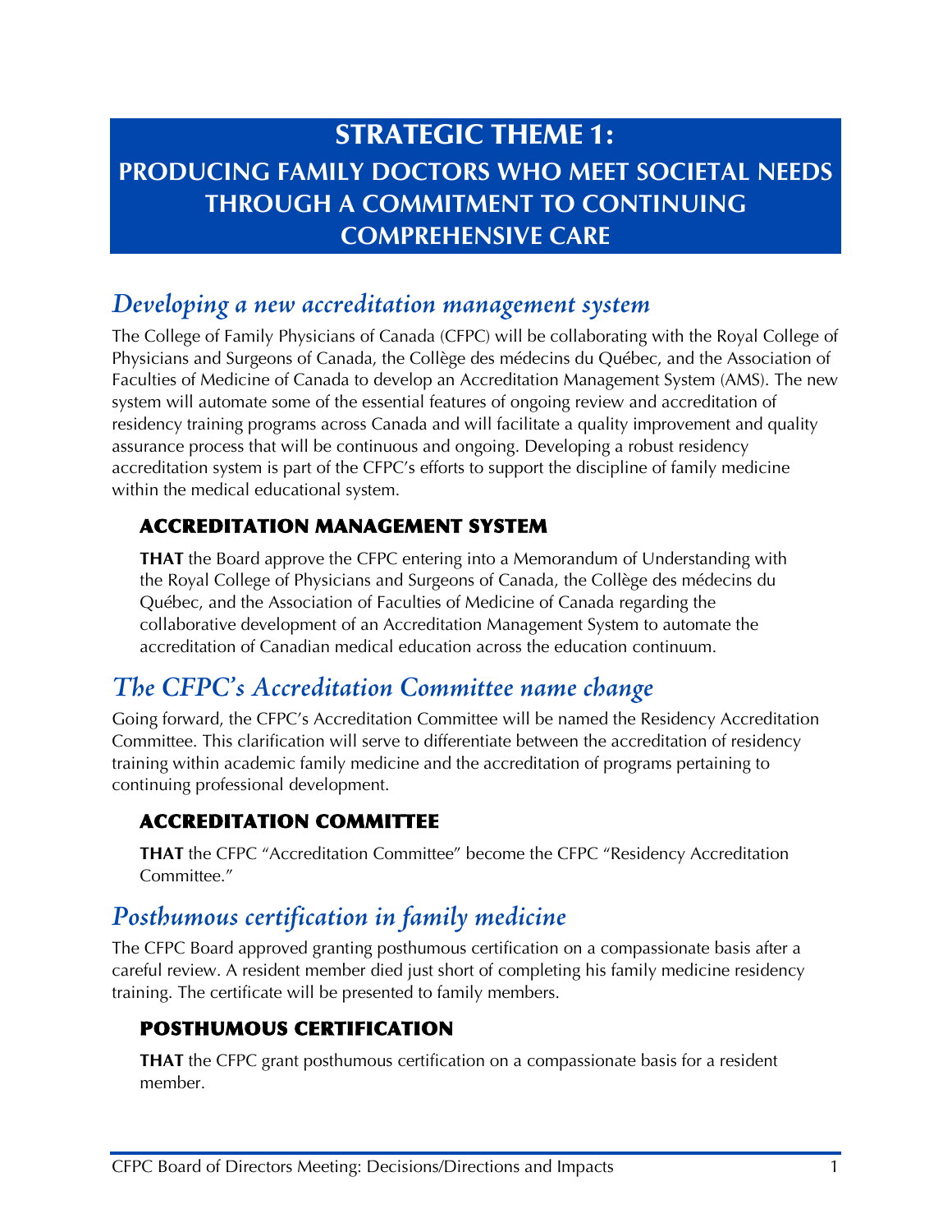# STRATEGIC THEME 1:
# PRODUCING FAMILY DOCTORS WHO MEET SOCIETAL NEEDS THROUGH A COMMITMENT TO CONTINUING COMPREHENSIVE CARE

## *Developing a new accreditation management system*

The College of Family Physicians of Canada (CFPC) will be collaborating with the Royal College of Physicians and Surgeons of Canada, the Collège des médecins du Québec, and the Association of Faculties of Medicine of Canada to develop an Accreditation Management System (AMS). The new system will automate some of the essential features of ongoing review and accreditation of residency training programs across Canada and will facilitate a quality improvement and quality assurance process that will be continuous and ongoing. Developing a robust residency accreditation system is part of the CFPC's efforts to support the discipline of family medicine within the medical educational system.

### ACCREDITATION MANAGEMENT SYSTEM

**THAT** the Board approve the CFPC entering into a Memorandum of Understanding with the Royal College of Physicians and Surgeons of Canada, the Collège des médecins du Québec, and the Association of Faculties of Medicine of Canada regarding the collaborative development of an Accreditation Management System to automate the accreditation of Canadian medical education across the education continuum.

## *The CFPC's Accreditation Committee name change*

Going forward, the CFPC's Accreditation Committee will be named the Residency Accreditation Committee. This clarification will serve to differentiate between the accreditation of residency training within academic family medicine and the accreditation of programs pertaining to continuing professional development.

### ACCREDITATION COMMITTEE

**THAT** the CFPC "Accreditation Committee" become the CFPC "Residency Accreditation Committee."

## *Posthumous certification in family medicine*

The CFPC Board approved granting posthumous certification on a compassionate basis after a careful review. A resident member died just short of completing his family medicine residency training. The certificate will be presented to family members.

### POSTHUMOUS CERTIFICATION

**THAT** the CFPC grant posthumous certification on a compassionate basis for a resident member.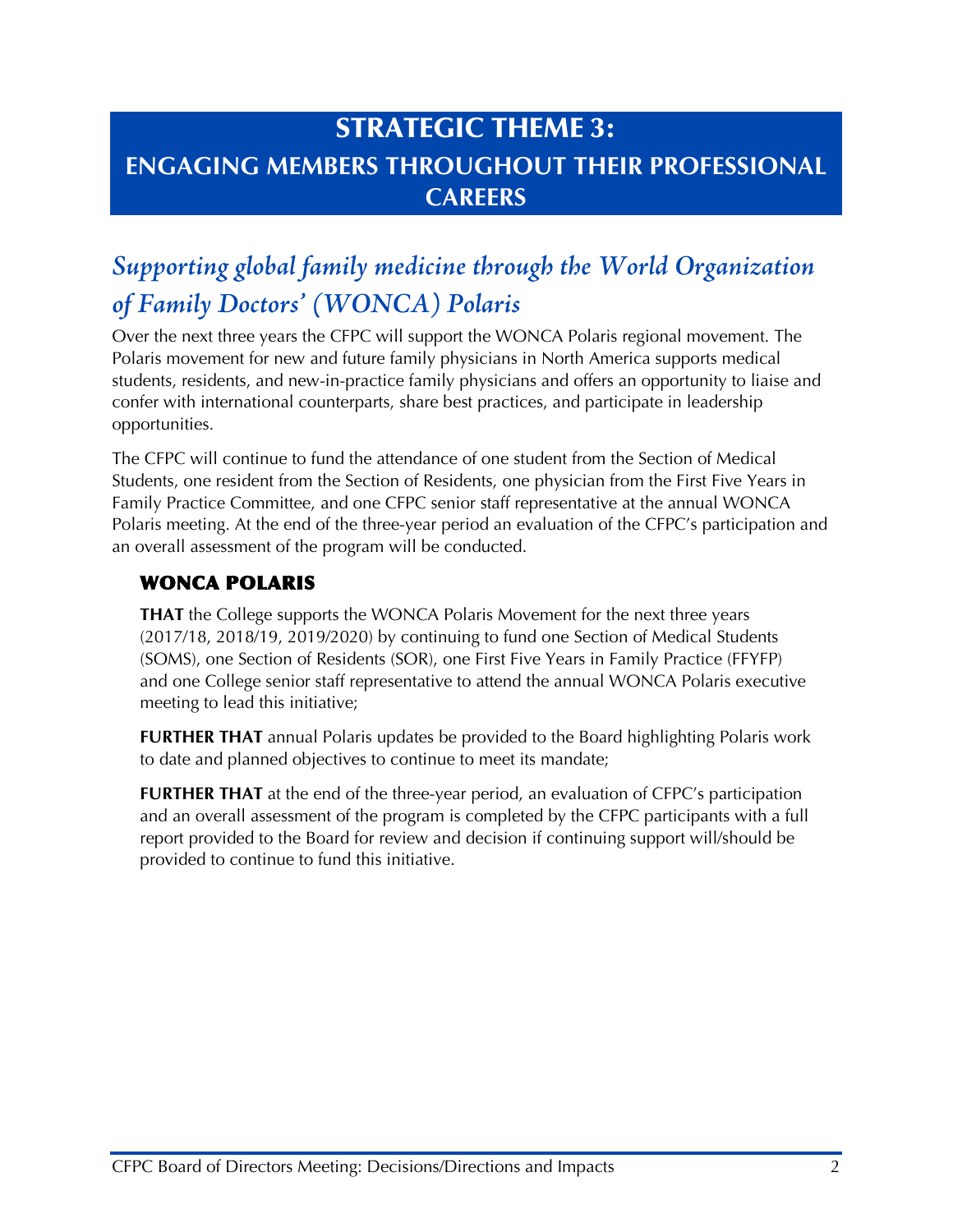# STRATEGIC THEME 3:
## ENGAGING MEMBERS THROUGHOUT THEIR PROFESSIONAL CAREERS

## *Supporting global family medicine through the World Organization of Family Doctors' (WONCA) Polaris*

Over the next three years the CFPC will support the WONCA Polaris regional movement. The Polaris movement for new and future family physicians in North America supports medical students, residents, and new-in-practice family physicians and offers an opportunity to liaise and confer with international counterparts, share best practices, and participate in leadership opportunities.

The CFPC will continue to fund the attendance of one student from the Section of Medical Students, one resident from the Section of Residents, one physician from the First Five Years in Family Practice Committee, and one CFPC senior staff representative at the annual WONCA Polaris meeting. At the end of the three-year period an evaluation of the CFPC's participation and an overall assessment of the program will be conducted.

### WONCA POLARIS

**THAT** the College supports the WONCA Polaris Movement for the next three years (2017/18, 2018/19, 2019/2020) by continuing to fund one Section of Medical Students (SOMS), one Section of Residents (SOR), one First Five Years in Family Practice (FFYFP) and one College senior staff representative to attend the annual WONCA Polaris executive meeting to lead this initiative;

**FURTHER THAT** annual Polaris updates be provided to the Board highlighting Polaris work to date and planned objectives to continue to meet its mandate;

**FURTHER THAT** at the end of the three-year period, an evaluation of CFPC's participation and an overall assessment of the program is completed by the CFPC participants with a full report provided to the Board for review and decision if continuing support will/should be provided to continue to fund this initiative.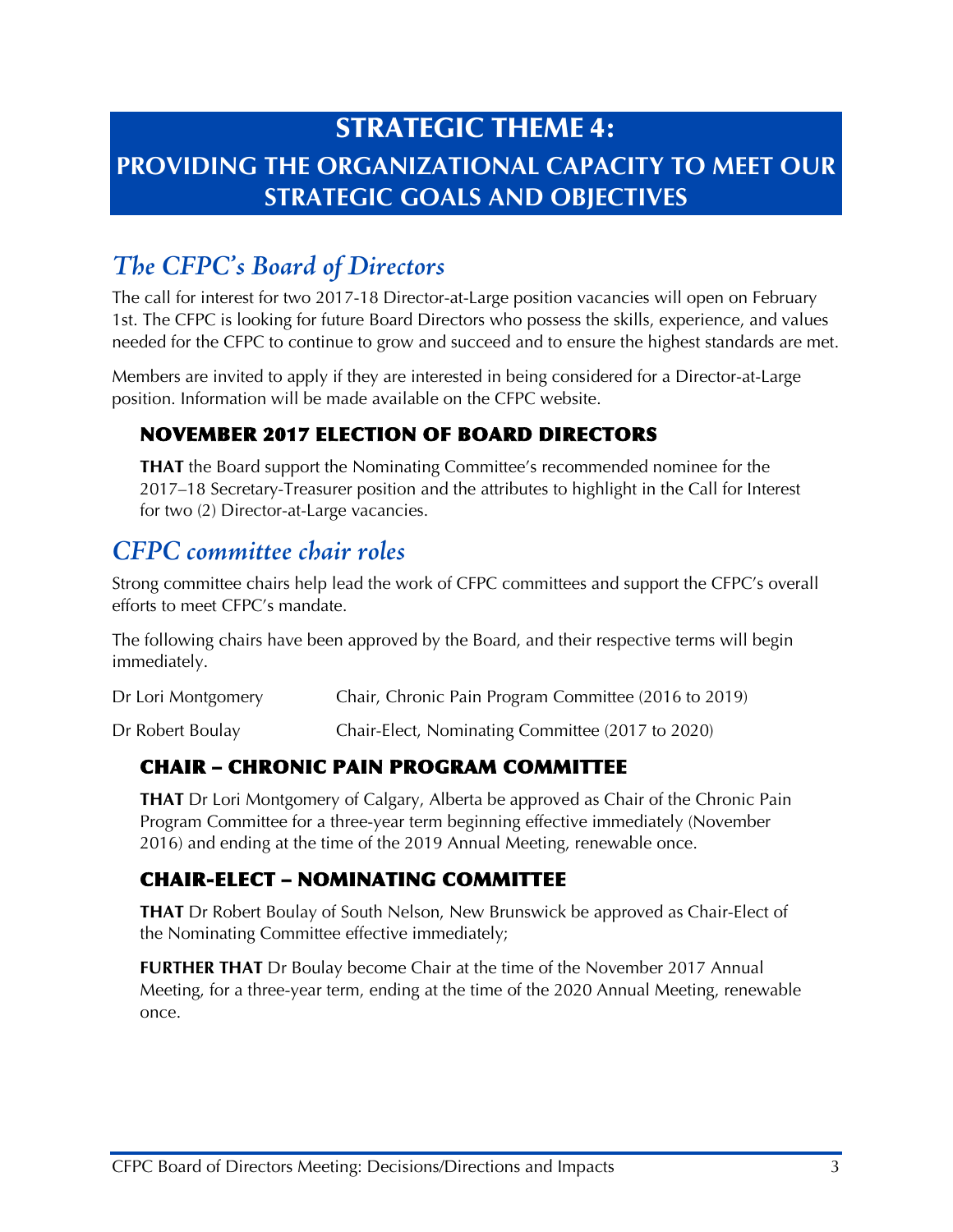# STRATEGIC THEME 4:
# PROVIDING THE ORGANIZATIONAL CAPACITY TO MEET OUR STRATEGIC GOALS AND OBJECTIVES

## *The CFPC's Board of Directors*

The call for interest for two 2017-18 Director-at-Large position vacancies will open on February 1st. The CFPC is looking for future Board Directors who possess the skills, experience, and values needed for the CFPC to continue to grow and succeed and to ensure the highest standards are met.

Members are invited to apply if they are interested in being considered for a Director-at-Large position. Information will be made available on the CFPC website.

### NOVEMBER 2017 ELECTION OF BOARD DIRECTORS

**THAT** the Board support the Nominating Committee's recommended nominee for the 2017–18 Secretary-Treasurer position and the attributes to highlight in the Call for Interest for two (2) Director-at-Large vacancies.

## *CFPC committee chair roles*

Strong committee chairs help lead the work of CFPC committees and support the CFPC's overall efforts to meet CFPC's mandate.

The following chairs have been approved by the Board, and their respective terms will begin immediately.

| | |
|---|---|
| Dr Lori Montgomery | Chair, Chronic Pain Program Committee (2016 to 2019) |
| Dr Robert Boulay | Chair-Elect, Nominating Committee (2017 to 2020) |

### CHAIR – CHRONIC PAIN PROGRAM COMMITTEE

**THAT** Dr Lori Montgomery of Calgary, Alberta be approved as Chair of the Chronic Pain Program Committee for a three-year term beginning effective immediately (November 2016) and ending at the time of the 2019 Annual Meeting, renewable once.

### CHAIR-ELECT – NOMINATING COMMITTEE

**THAT** Dr Robert Boulay of South Nelson, New Brunswick be approved as Chair-Elect of the Nominating Committee effective immediately;

**FURTHER THAT** Dr Boulay become Chair at the time of the November 2017 Annual Meeting, for a three-year term, ending at the time of the 2020 Annual Meeting, renewable once.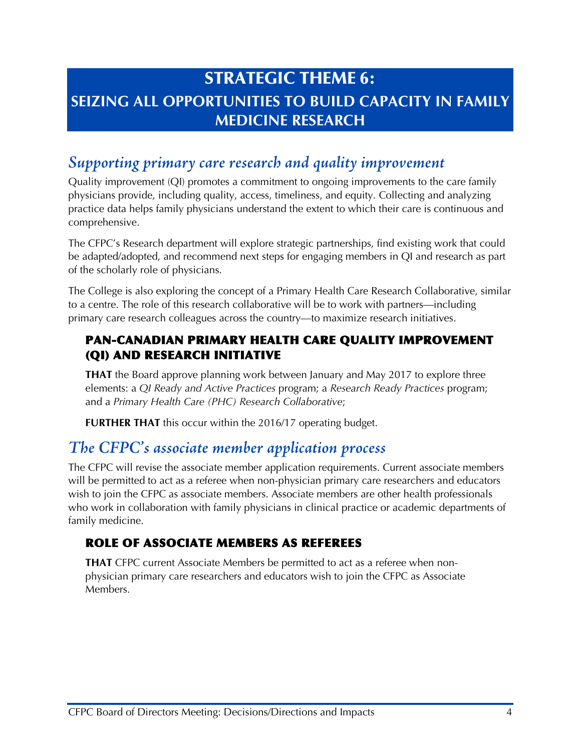# STRATEGIC THEME 6: SEIZING ALL OPPORTUNITIES TO BUILD CAPACITY IN FAMILY MEDICINE RESEARCH

## *Supporting primary care research and quality improvement*

Quality improvement (QI) promotes a commitment to ongoing improvements to the care family physicians provide, including quality, access, timeliness, and equity. Collecting and analyzing practice data helps family physicians understand the extent to which their care is continuous and comprehensive.

The CFPC's Research department will explore strategic partnerships, find existing work that could be adapted/adopted, and recommend next steps for engaging members in QI and research as part of the scholarly role of physicians.

The College is also exploring the concept of a Primary Health Care Research Collaborative, similar to a centre. The role of this research collaborative will be to work with partners—including primary care research colleagues across the country—to maximize research initiatives.

### PAN-CANADIAN PRIMARY HEALTH CARE QUALITY IMPROVEMENT (QI) AND RESEARCH INITIATIVE

**THAT** the Board approve planning work between January and May 2017 to explore three elements: a *QI Ready and Active Practices* program; a *Research Ready Practices* program; and a *Primary Health Care (PHC) Research Collaborative*;

**FURTHER THAT** this occur within the 2016/17 operating budget.

## *The CFPC's associate member application process*

The CFPC will revise the associate member application requirements. Current associate members will be permitted to act as a referee when non-physician primary care researchers and educators wish to join the CFPC as associate members. Associate members are other health professionals who work in collaboration with family physicians in clinical practice or academic departments of family medicine.

### ROLE OF ASSOCIATE MEMBERS AS REFEREES

**THAT** CFPC current Associate Members be permitted to act as a referee when non-physician primary care researchers and educators wish to join the CFPC as Associate Members.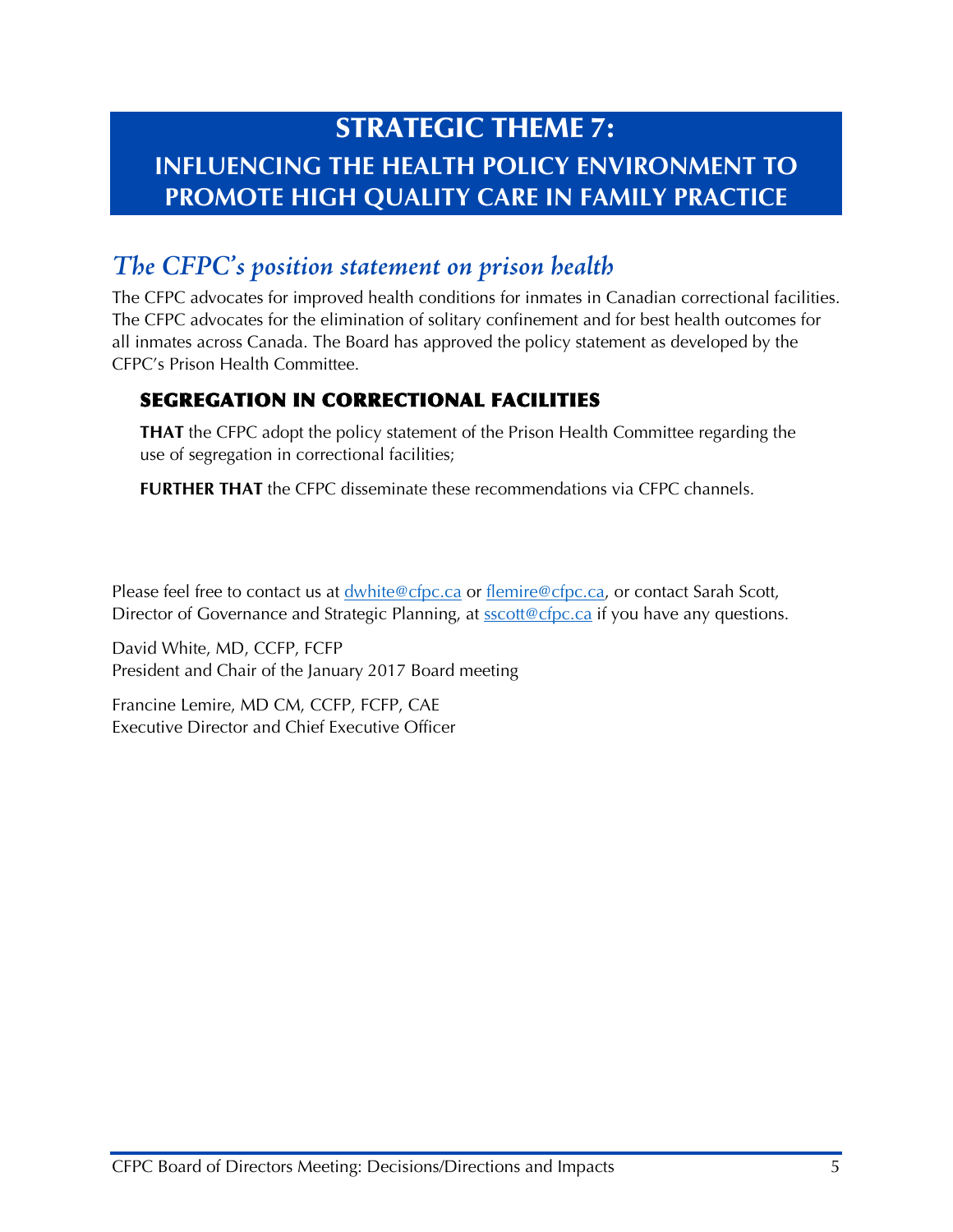# STRATEGIC THEME 7:
## INFLUENCING THE HEALTH POLICY ENVIRONMENT TO PROMOTE HIGH QUALITY CARE IN FAMILY PRACTICE

## *The CFPC's position statement on prison health*

The CFPC advocates for improved health conditions for inmates in Canadian correctional facilities. The CFPC advocates for the elimination of solitary confinement and for best health outcomes for all inmates across Canada. The Board has approved the policy statement as developed by the CFPC's Prison Health Committee.

### SEGREGATION IN CORRECTIONAL FACILITIES

**THAT** the CFPC adopt the policy statement of the Prison Health Committee regarding the use of segregation in correctional facilities;

**FURTHER THAT** the CFPC disseminate these recommendations via CFPC channels.

Please feel free to contact us at dwhite@cfpc.ca or flemire@cfpc.ca, or contact Sarah Scott, Director of Governance and Strategic Planning, at sscott@cfpc.ca if you have any questions.

David White, MD, CCFP, FCFP
President and Chair of the January 2017 Board meeting

Francine Lemire, MD CM, CCFP, FCFP, CAE
Executive Director and Chief Executive Officer